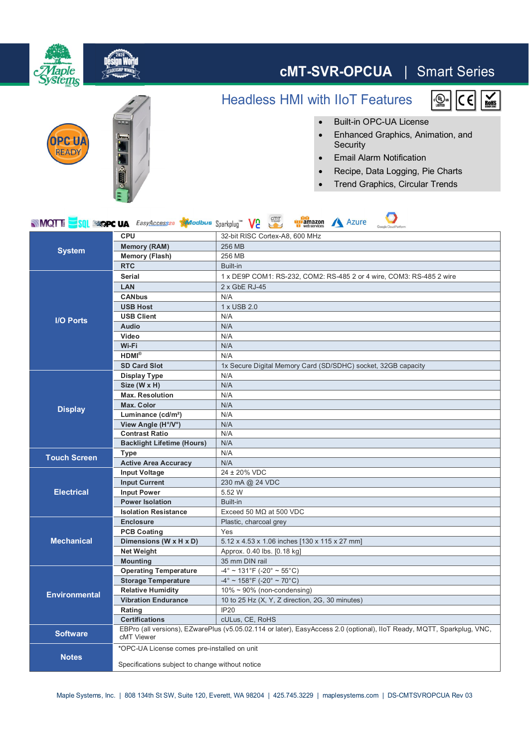# cMT-SVR-OPCUA | Smart Series

## Headless HMI with IIoT Features

- Built-in OPC-UA License
- Enhanced Graphics, Animation, and Security
- Email Alarm Notification
- Recipe, Data Logging, Pie Charts
- Trend Graphics, Circular Trends

| | | |
|---|---|---|
| **System** | **CPU** | 32-bit RISC Cortex-A8, 600 MHz |
| | **Memory (RAM)** | 256 MB |
| | **Memory (Flash)** | 256 MB |
| | **RTC** | Built-in |
| **I/O Ports** | **Serial** | 1 x DE9P COM1: RS-232, COM2: RS-485 2 or 4 wire, COM3: RS-485 2 wire |
| | **LAN** | 2 x GbE RJ-45 |
| | **CANbus** | N/A |
| | **USB Host** | 1 x USB 2.0 |
| | **USB Client** | N/A |
| | **Audio** | N/A |
| | **Video** | N/A |
| | **Wi-Fi** | N/A |
| | **HDMI®** | N/A |
| | **SD Card Slot** | 1x Secure Digital Memory Card (SD/SDHC) socket, 32GB capacity |
| **Display** | **Display Type** | N/A |
| | **Size (W x H)** | N/A |
| | **Max. Resolution** | N/A |
| | **Max. Color** | N/A |
| | **Luminance (cd/m²)** | N/A |
| | **View Angle (H°/V°)** | N/A |
| | **Contrast Ratio** | N/A |
| | **Backlight Lifetime (Hours)** | N/A |
| **Touch Screen** | **Type** | N/A |
| | **Active Area Accuracy** | N/A |
| **Electrical** | **Input Voltage** | 24 ± 20% VDC |
| | **Input Current** | 230 mA @ 24 VDC |
| | **Input Power** | 5.52 W |
| | **Power Isolation** | Built-in |
| | **Isolation Resistance** | Exceed 50 MΩ at 500 VDC |
| **Mechanical** | **Enclosure** | Plastic, charcoal grey |
| | **PCB Coating** | Yes |
| | **Dimensions (W x H x D)** | 5.12 x 4.53 x 1.06 inches [130 x 115 x 27 mm] |
| | **Net Weight** | Approx. 0.40 lbs. [0.18 kg] |
| | **Mounting** | 35 mm DIN rail |
| **Environmental** | **Operating Temperature** | -4° ~ 131°F (-20° ~ 55°C) |
| | **Storage Temperature** | -4° ~ 158°F (-20° ~ 70°C) |
| | **Relative Humidity** | 10% ~ 90% (non-condensing) |
| | **Vibration Endurance** | 10 to 25 Hz (X, Y, Z direction, 2G, 30 minutes) |
| | **Rating** | IP20 |
| | **Certifications** | cULus, CE, RoHS |
| **Software** | EBPro (all versions), EZwarePlus (v5.05.02.114 or later), EasyAccess 2.0 (optional), IIoT Ready, MQTT, Sparkplug, VNC, cMT Viewer | |
| **Notes** | *OPC-UA License comes pre-installed on unit<br><br>Specifications subject to change without notice | |

Maple Systems, Inc. | 808 134th St SW, Suite 120, Everett, WA 98204 | 425.745.3229 | maplesystems.com | DS-CMTSVROPCUA Rev 03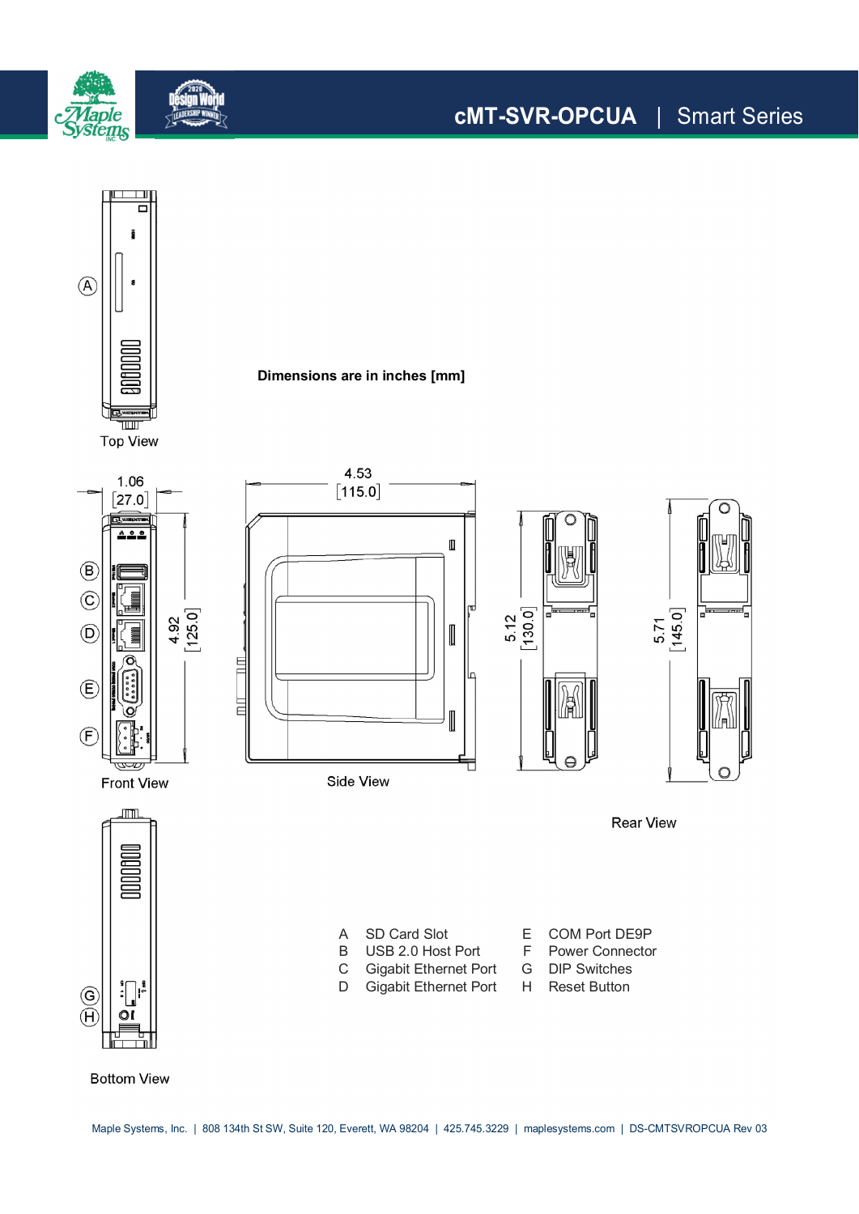Dimensions are in inches [mm]

Top View

1.06
[27.0]

4.92
[125.0]

Front View

4.53
[115.0]

Side View

5.12
[130.0]

5.71
[145.0]

Rear View

Bottom View

| | | | |
|---|---|---|---|
| A | SD Card Slot | E | COM Port DE9P |
| B | USB 2.0 Host Port | F | Power Connector |
| C | Gigabit Ethernet Port | G | DIP Switches |
| D | Gigabit Ethernet Port | H | Reset Button |